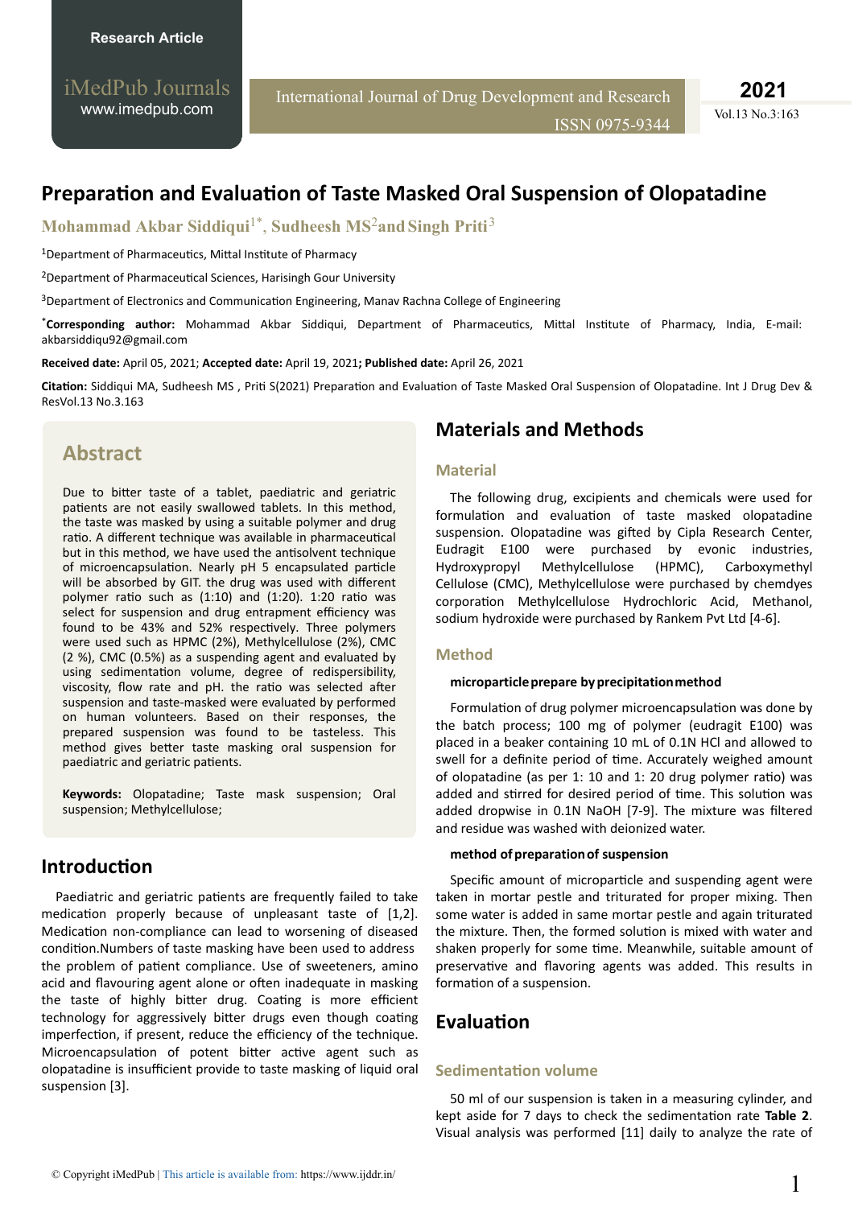# Preparation and Evaluation of Taste Masked Oral Suspension of Olopatadine

**Mohammad Akbar Siddiqui[1*], Sudheesh MS[2] and Singh Priti[3]**

[1]Department of Pharmaceutics, Mittal Institute of Pharmacy

[2]Department of Pharmaceutical Sciences, Harisingh Gour University

[3]Department of Electronics and Communication Engineering, Manav Rachna College of Engineering

[*]**Corresponding author:** Mohammad Akbar Siddiqui, Department of Pharmaceutics, Mittal Institute of Pharmacy, India, E-mail: akbarsiddiqu92@gmail.com

**Received date:** April 05, 2021; **Accepted date:** April 19, 2021**; Published date:** April 26, 2021

**Citation:** Siddiqui MA, Sudheesh MS , Priti S(2021) Preparation and Evaluation of Taste Masked Oral Suspension of Olopatadine. Int J Drug Dev & ResVol.13 No.3.163

## Abstract

Due to bitter taste of a tablet, paediatric and geriatric patients are not easily swallowed tablets. In this method, the taste was masked by using a suitable polymer and drug ratio. A different technique was available in pharmaceutical but in this method, we have used the antisolvent technique of microencapsulation. Nearly pH 5 encapsulated particle will be absorbed by GIT. the drug was used with different polymer ratio such as (1:10) and (1:20). 1:20 ratio was select for suspension and drug entrapment efficiency was found to be 43% and 52% respectively. Three polymers were used such as HPMC (2%), Methylcellulose (2%), CMC (2 %), CMC (0.5%) as a suspending agent and evaluated by using sedimentation volume, degree of redispersibility, viscosity, flow rate and pH. the ratio was selected after suspension and taste-masked were evaluated by performed on human volunteers. Based on their responses, the prepared suspension was found to be tasteless. This method gives better taste masking oral suspension for paediatric and geriatric patients.

**Keywords:** Olopatadine; Taste mask suspension; Oral suspension; Methylcellulose;

## Introduction

Paediatric and geriatric patients are frequently failed to take medication properly because of unpleasant taste of [1,2]. Medication non-compliance can lead to worsening of diseased condition.Numbers of taste masking have been used to address the problem of patient compliance. Use of sweeteners, amino acid and flavouring agent alone or often inadequate in masking the taste of highly bitter drug. Coating is more efficient technology for aggressively bitter drugs even though coating imperfection, if present, reduce the efficiency of the technique. Microencapsulation of potent bitter active agent such as olopatadine is insufficient provide to taste masking of liquid oral suspension [3].

## Materials and Methods

### Material

The following drug, excipients and chemicals were used for formulation and evaluation of taste masked olopatadine suspension. Olopatadine was gifted by Cipla Research Center, Eudragit E100 were purchased by evonic industries, Hydroxypropyl Methylcellulose (HPMC), Carboxymethyl Cellulose (CMC), Methylcellulose were purchased by chemdyes corporation Methylcellulose Hydrochloric Acid, Methanol, sodium hydroxide were purchased by Rankem Pvt Ltd [4-6].

### Method

**microparticle prepare by precipitation method**

Formulation of drug polymer microencapsulation was done by the batch process; 100 mg of polymer (eudragit E100) was placed in a beaker containing 10 mL of 0.1N HCl and allowed to swell for a definite period of time. Accurately weighed amount of olopatadine (as per 1: 10 and 1: 20 drug polymer ratio) was added and stirred for desired period of time. This solution was added dropwise in 0.1N NaOH [7-9]. The mixture was filtered and residue was washed with deionized water.

**method of preparation of suspension**

Specific amount of microparticle and suspending agent were taken in mortar pestle and triturated for proper mixing. Then some water is added in same mortar pestle and again triturated the mixture. Then, the formed solution is mixed with water and shaken properly for some time. Meanwhile, suitable amount of preservative and flavoring agents was added. This results in formation of a suspension.

## Evaluation

### Sedimentation volume

50 ml of our suspension is taken in a measuring cylinder, and kept aside for 7 days to check the sedimentation rate **Table 2**. Visual analysis was performed [11] daily to analyze the rate of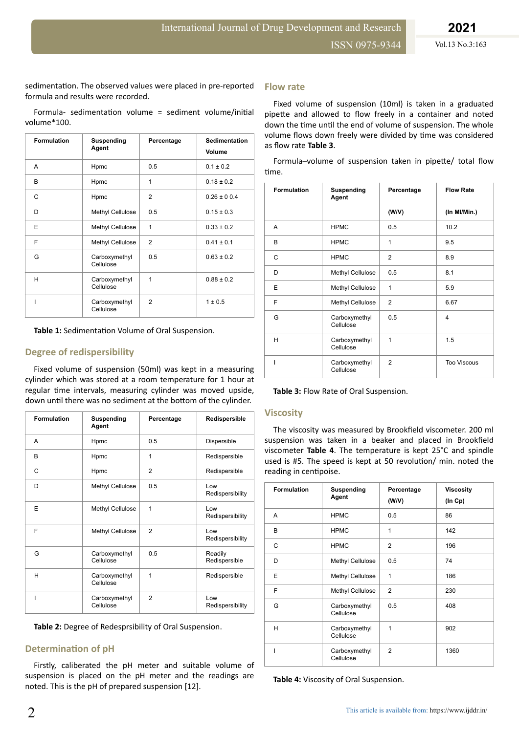sedimentation. The observed values were placed in pre-reported formula and results were recorded.

Formula- sedimentation volume = sediment volume/initial volume*100.

| Formulation | Suspending Agent | Percentage | Sedimentation Volume |
|---|---|---|---|
| A | Hpmc | 0.5 | 0.1 ± 0.2 |
| B | Hpmc | 1 | 0.18 ± 0.2 |
| C | Hpmc | 2 | 0.26 ± 0 0.4 |
| D | Methyl Cellulose | 0.5 | 0.15 ± 0.3 |
| E | Methyl Cellulose | 1 | 0.33 ± 0.2 |
| F | Methyl Cellulose | 2 | 0.41 ± 0.1 |
| G | Carboxymethyl Cellulose | 0.5 | 0.63 ± 0.2 |
| H | Carboxymethyl Cellulose | 1 | 0.88 ± 0.2 |
| I | Carboxymethyl Cellulose | 2 | 1 ± 0.5 |

**Table 1:** Sedimentation Volume of Oral Suspension.

## Degree of redispersibility

Fixed volume of suspension (50ml) was kept in a measuring cylinder which was stored at a room temperature for 1 hour at regular time intervals, measuring cylinder was moved upside, down until there was no sediment at the bottom of the cylinder.

| Formulation | Suspending Agent | Percentage | Redispersible |
|---|---|---|---|
| A | Hpmc | 0.5 | Dispersible |
| B | Hpmc | 1 | Redispersible |
| C | Hpmc | 2 | Redispersible |
| D | Methyl Cellulose | 0.5 | Low Redispersibility |
| E | Methyl Cellulose | 1 | Low Redispersibility |
| F | Methyl Cellulose | 2 | Low Redispersibility |
| G | Carboxymethyl Cellulose | 0.5 | Readily Redispersible |
| H | Carboxymethyl Cellulose | 1 | Redispersible |
| I | Carboxymethyl Cellulose | 2 | Low Redispersibility |

**Table 2:** Degree of Redesprsibility of Oral Suspension.

## Determination of pH

Firstly, caliberated the pH meter and suitable volume of suspension is placed on the pH meter and the readings are noted. This is the pH of prepared suspension [12].

## Flow rate

Fixed volume of suspension (10ml) is taken in a graduated pipette and allowed to flow freely in a container and noted down the time until the end of volume of suspension. The whole volume flows down freely were divided by time was considered as flow rate **Table 3**.

Formula–volume of suspension taken in pipette/ total flow time.

| Formulation | Suspending Agent | Percentage | Flow Rate |
|---|---|---|---|
| | | (W/V) | (In Ml/Min.) |
| A | HPMC | 0.5 | 10.2 |
| B | HPMC | 1 | 9.5 |
| C | HPMC | 2 | 8.9 |
| D | Methyl Cellulose | 0.5 | 8.1 |
| E | Methyl Cellulose | 1 | 5.9 |
| F | Methyl Cellulose | 2 | 6.67 |
| G | Carboxymethyl Cellulose | 0.5 | 4 |
| H | Carboxymethyl Cellulose | 1 | 1.5 |
| I | Carboxymethyl Cellulose | 2 | Too Viscous |

**Table 3:** Flow Rate of Oral Suspension.

## Viscosity

The viscosity was measured by Brookfield viscometer. 200 ml suspension was taken in a beaker and placed in Brookfield viscometer **Table 4**. The temperature is kept 25°C and spindle used is #5. The speed is kept at 50 revolution/ min. noted the reading in centipoise.

| Formulation | Suspending Agent | Percentage (W/V) | Viscosity (In Cp) |
|---|---|---|---|
| A | HPMC | 0.5 | 86 |
| B | HPMC | 1 | 142 |
| C | HPMC | 2 | 196 |
| D | Methyl Cellulose | 0.5 | 74 |
| E | Methyl Cellulose | 1 | 186 |
| F | Methyl Cellulose | 2 | 230 |
| G | Carboxymethyl Cellulose | 0.5 | 408 |
| H | Carboxymethyl Cellulose | 1 | 902 |
| I | Carboxymethyl Cellulose | 2 | 1360 |

**Table 4:** Viscosity of Oral Suspension.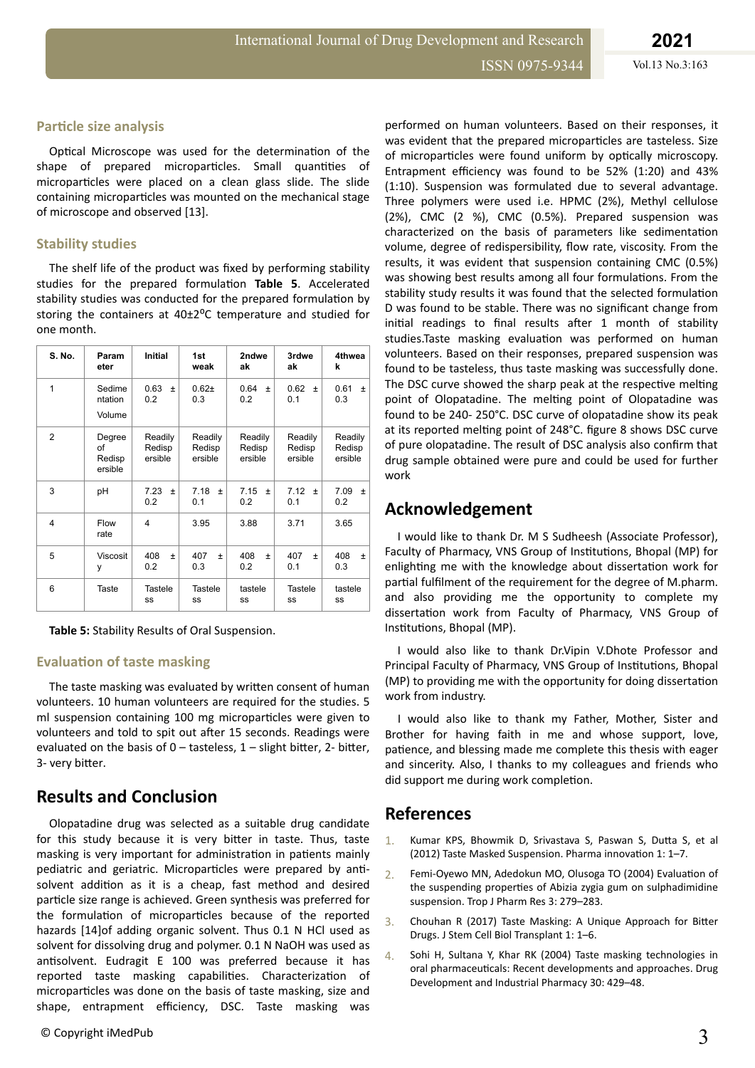### Particle size analysis

Optical Microscope was used for the determination of the shape of prepared microparticles. Small quantities of microparticles were placed on a clean glass slide. The slide containing microparticles was mounted on the mechanical stage of microscope and observed [13].

### Stability studies

The shelf life of the product was fixed by performing stability studies for the prepared formulation **Table 5**. Accelerated stability studies was conducted for the prepared formulation by storing the containers at 40±2⁰C temperature and studied for one month.

| S. No. | Parameter | Initial | 1st weak | 2ndweak | 3rdweak | 4thweak |
|---|---|---|---|---|---|---|
| 1 | Sedimentation Volume | 0.63 ± 0.2 | 0.62± 0.3 | 0.64 ± 0.2 | 0.62 ± 0.1 | 0.61 ± 0.3 |
| 2 | Degree of Redispersible | Readily Redispersible | Readily Redispersible | Readily Redispersible | Readily Redispersible | Readily Redispersible |
| 3 | pH | 7.23 ± 0.2 | 7.18 ± 0.1 | 7.15 ± 0.2 | 7.12 ± 0.1 | 7.09 ± 0.2 |
| 4 | Flow rate | 4 | 3.95 | 3.88 | 3.71 | 3.65 |
| 5 | Viscosity | 408 ± 0.2 | 407 ± 0.3 | 408 ± 0.2 | 407 ± 0.1 | 408 ± 0.3 |
| 6 | Taste | Tasteless | Tasteless | tasteless | Tasteless | tasteless |

**Table 5:** Stability Results of Oral Suspension.

### Evaluation of taste masking

The taste masking was evaluated by written consent of human volunteers. 10 human volunteers are required for the studies. 5 ml suspension containing 100 mg microparticles were given to volunteers and told to spit out after 15 seconds. Readings were evaluated on the basis of 0 – tasteless, 1 – slight bitter, 2- bitter, 3- very bitter.

## Results and Conclusion

Olopatadine drug was selected as a suitable drug candidate for this study because it is very bitter in taste. Thus, taste masking is very important for administration in patients mainly pediatric and geriatric. Microparticles were prepared by anti-solvent addition as it is a cheap, fast method and desired particle size range is achieved. Green synthesis was preferred for the formulation of microparticles because of the reported hazards [14]of adding organic solvent. Thus 0.1 N HCl used as solvent for dissolving drug and polymer. 0.1 N NaOH was used as antisolvent. Eudragit E 100 was preferred because it has reported taste masking capabilities. Characterization of microparticles was done on the basis of taste masking, size and shape, entrapment efficiency, DSC. Taste masking was performed on human volunteers. Based on their responses, it was evident that the prepared microparticles are tasteless. Size of microparticles were found uniform by optically microscopy. Entrapment efficiency was found to be 52% (1:20) and 43% (1:10). Suspension was formulated due to several advantage. Three polymers were used i.e. HPMC (2%), Methyl cellulose (2%), CMC (2 %), CMC (0.5%). Prepared suspension was characterized on the basis of parameters like sedimentation volume, degree of redispersibility, flow rate, viscosity. From the results, it was evident that suspension containing CMC (0.5%) was showing best results among all four formulations. From the stability study results it was found that the selected formulation D was found to be stable. There was no significant change from initial readings to final results after 1 month of stability studies.Taste masking evaluation was performed on human volunteers. Based on their responses, prepared suspension was found to be tasteless, thus taste masking was successfully done. The DSC curve showed the sharp peak at the respective melting point of Olopatadine. The melting point of Olopatadine was found to be 240- 250°C. DSC curve of olopatadine show its peak at its reported melting point of 248°C. figure 8 shows DSC curve of pure olopatadine. The result of DSC analysis also confirm that drug sample obtained were pure and could be used for further work

## Acknowledgement

I would like to thank Dr. M S Sudheesh (Associate Professor), Faculty of Pharmacy, VNS Group of Institutions, Bhopal (MP) for enlighting me with the knowledge about dissertation work for partial fulfilment of the requirement for the degree of M.pharm. and also providing me the opportunity to complete my dissertation work from Faculty of Pharmacy, VNS Group of Institutions, Bhopal (MP).

I would also like to thank Dr.Vipin V.Dhote Professor and Principal Faculty of Pharmacy, VNS Group of Institutions, Bhopal (MP) to providing me with the opportunity for doing dissertation work from industry.

I would also like to thank my Father, Mother, Sister and Brother for having faith in me and whose support, love, patience, and blessing made me complete this thesis with eager and sincerity. Also, I thanks to my colleagues and friends who did support me during work completion.

## References

1. Kumar KPS, Bhowmik D, Srivastava S, Paswan S, Dutta S, et al (2012) Taste Masked Suspension. Pharma innovation 1: 1–7.
2. Femi-Oyewo MN, Adedokun MO, Olusoga TO (2004) Evaluation of the suspending properties of Abizia zygia gum on sulphadimidine suspension. Trop J Pharm Res 3: 279–283.
3. Chouhan R (2017) Taste Masking: A Unique Approach for Bitter Drugs. J Stem Cell Biol Transplant 1: 1–6.
4. Sohi H, Sultana Y, Khar RK (2004) Taste masking technologies in oral pharmaceuticals: Recent developments and approaches. Drug Development and Industrial Pharmacy 30: 429–48.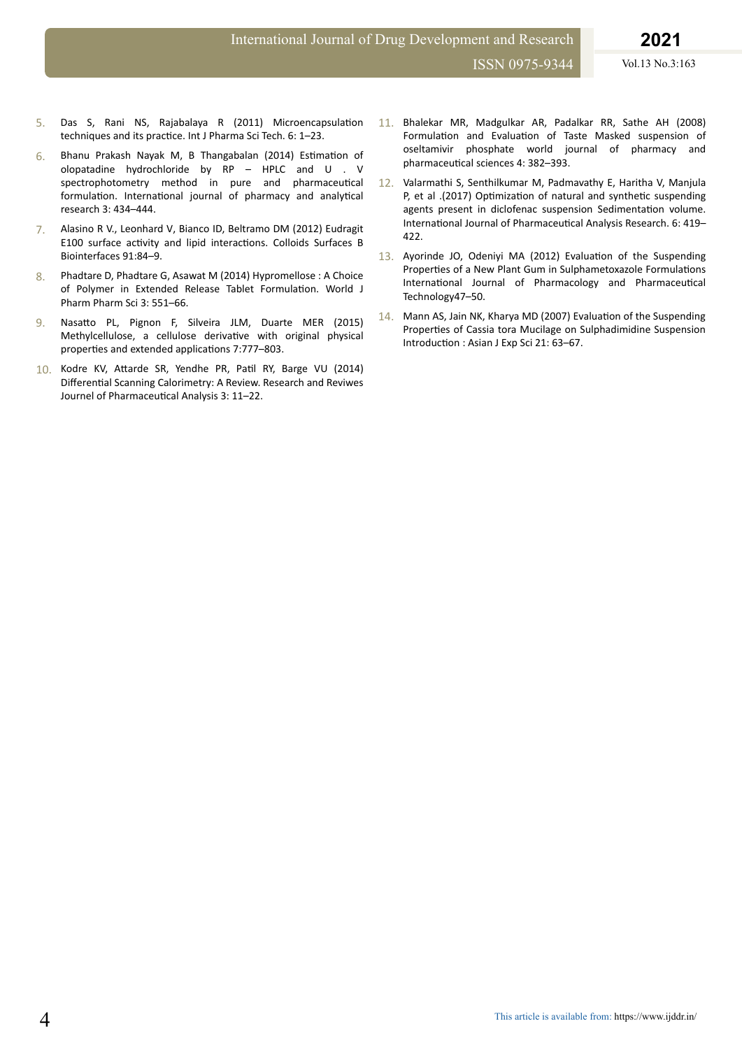5. Das S, Rani NS, Rajabalaya R (2011) Microencapsulation techniques and its practice. Int J Pharma Sci Tech. 6: 1–23.
6. Bhanu Prakash Nayak M, B Thangabalan (2014) Estimation of olopatadine hydrochloride by RP – HPLC and U . V spectrophotometry method in pure and pharmaceutical formulation. International journal of pharmacy and analytical research 3: 434–444.
7. Alasino R V., Leonhard V, Bianco ID, Beltramo DM (2012) Eudragit E100 surface activity and lipid interactions. Colloids Surfaces B Biointerfaces 91:84–9.
8. Phadtare D, Phadtare G, Asawat M (2014) Hypromellose : A Choice of Polymer in Extended Release Tablet Formulation. World J Pharm Pharm Sci 3: 551–66.
9. Nasatto PL, Pignon F, Silveira JLM, Duarte MER (2015) Methylcellulose, a cellulose derivative with original physical properties and extended applications 7:777–803.
10. Kodre KV, Attarde SR, Yendhe PR, Patil RY, Barge VU (2014) Differential Scanning Calorimetry: A Review. Research and Reviwes Journel of Pharmaceutical Analysis 3: 11–22.
11. Bhalekar MR, Madgulkar AR, Padalkar RR, Sathe AH (2008) Formulation and Evaluation of Taste Masked suspension of oseltamivir phosphate world journal of pharmacy and pharmaceutical sciences 4: 382–393.
12. Valarmathi S, Senthilkumar M, Padmavathy E, Haritha V, Manjula P, et al .(2017) Optimization of natural and synthetic suspending agents present in diclofenac suspension Sedimentation volume. International Journal of Pharmaceutical Analysis Research. 6: 419–422.
13. Ayorinde JO, Odeniyi MA (2012) Evaluation of the Suspending Properties of a New Plant Gum in Sulphametoxazole Formulations International Journal of Pharmacology and Pharmaceutical Technology47–50.
14. Mann AS, Jain NK, Kharya MD (2007) Evaluation of the Suspending Properties of Cassia tora Mucilage on Sulphadimidine Suspension Introduction : Asian J Exp Sci 21: 63–67.